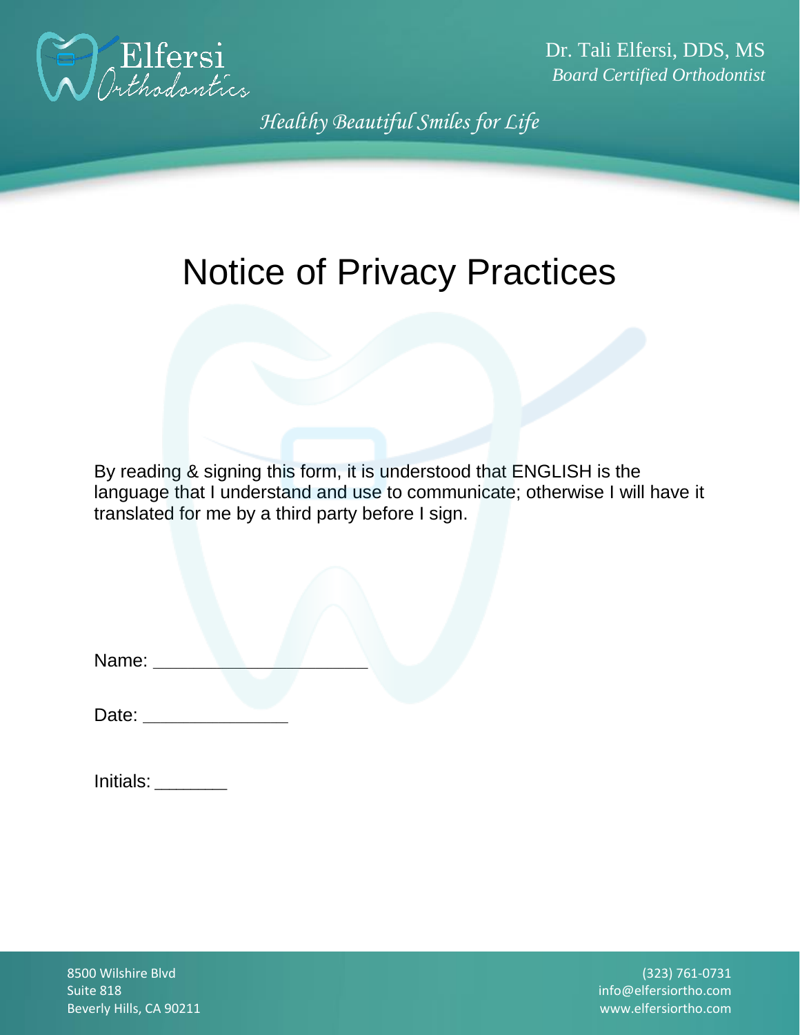Elfersi Orthodontics

Dr. Tali Elfersi, DDS, MS
*Board Certified Orthodontist*

*Healthy Beautiful Smiles for Life*

# Notice of Privacy Practices

By reading & signing this form, it is understood that ENGLISH is the language that I understand and use to communicate; otherwise I will have it translated for me by a third party before I sign.

Name: ______________________

Date: _______________

Initials: _______

8500 Wilshire Blvd
Suite 818
Beverly Hills, CA 90211

(323) 761-0731
info@elfersiortho.com
www.elfersiortho.com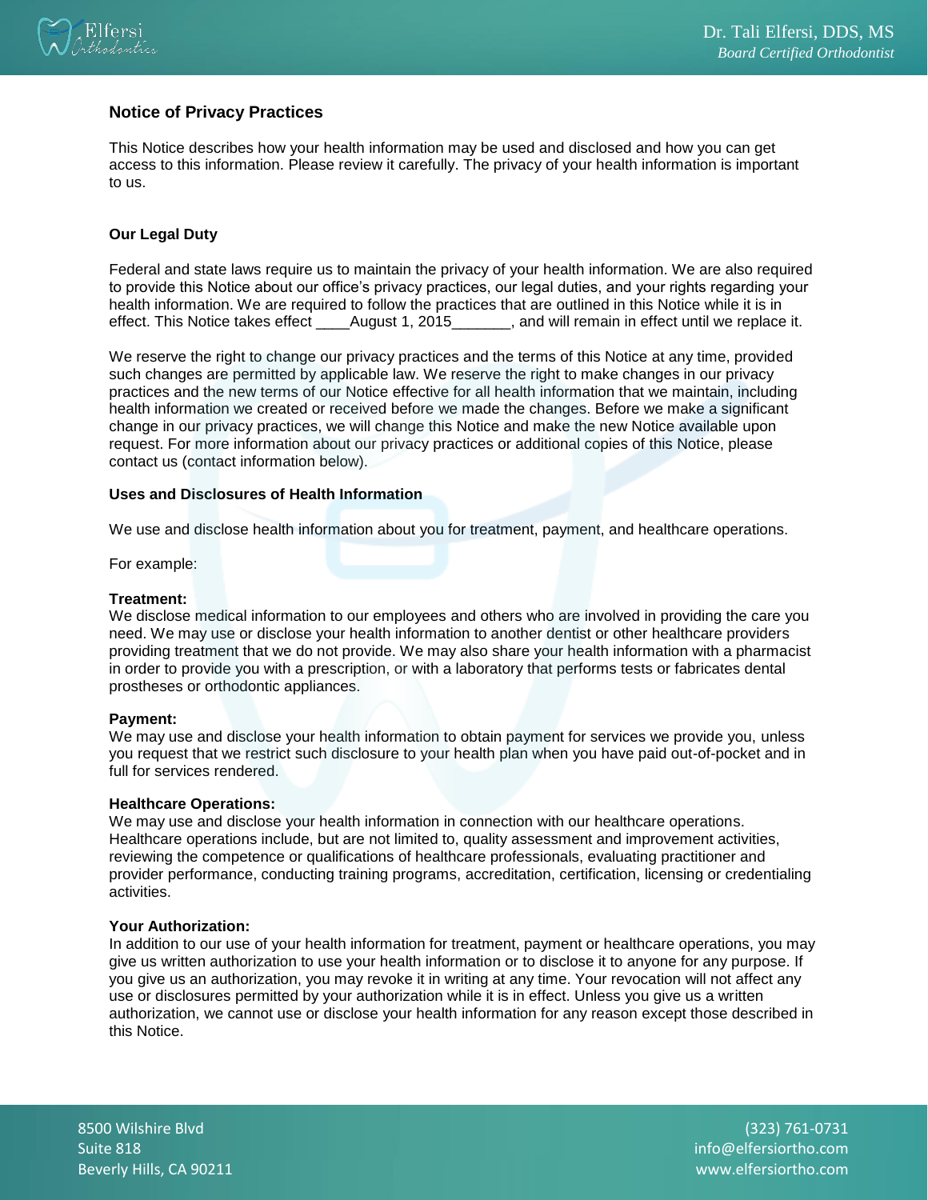## Notice of Privacy Practices

This Notice describes how your health information may be used and disclosed and how you can get access to this information. Please review it carefully. The privacy of your health information is important to us.

### Our Legal Duty

Federal and state laws require us to maintain the privacy of your health information. We are also required to provide this Notice about our office's privacy practices, our legal duties, and your rights regarding your health information. We are required to follow the practices that are outlined in this Notice while it is in effect. This Notice takes effect ____August 1, 2015_______, and will remain in effect until we replace it.

We reserve the right to change our privacy practices and the terms of this Notice at any time, provided such changes are permitted by applicable law. We reserve the right to make changes in our privacy practices and the new terms of our Notice effective for all health information that we maintain, including health information we created or received before we made the changes. Before we make a significant change in our privacy practices, we will change this Notice and make the new Notice available upon request. For more information about our privacy practices or additional copies of this Notice, please contact us (contact information below).

### Uses and Disclosures of Health Information

We use and disclose health information about you for treatment, payment, and healthcare operations.

For example:

**Treatment:**
We disclose medical information to our employees and others who are involved in providing the care you need. We may use or disclose your health information to another dentist or other healthcare providers providing treatment that we do not provide. We may also share your health information with a pharmacist in order to provide you with a prescription, or with a laboratory that performs tests or fabricates dental prostheses or orthodontic appliances.

**Payment:**
We may use and disclose your health information to obtain payment for services we provide you, unless you request that we restrict such disclosure to your health plan when you have paid out-of-pocket and in full for services rendered.

**Healthcare Operations:**
We may use and disclose your health information in connection with our healthcare operations. Healthcare operations include, but are not limited to, quality assessment and improvement activities, reviewing the competence or qualifications of healthcare professionals, evaluating practitioner and provider performance, conducting training programs, accreditation, certification, licensing or credentialing activities.

**Your Authorization:**
In addition to our use of your health information for treatment, payment or healthcare operations, you may give us written authorization to use your health information or to disclose it to anyone for any purpose. If you give us an authorization, you may revoke it in writing at any time. Your revocation will not affect any use or disclosures permitted by your authorization while it is in effect. Unless you give us a written authorization, we cannot use or disclose your health information for any reason except those described in this Notice.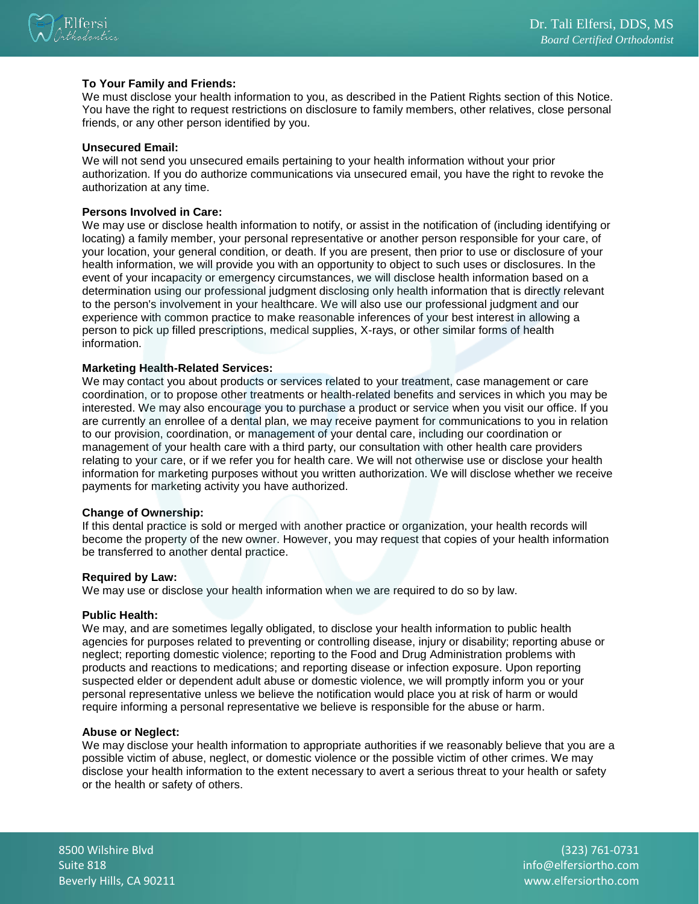**To Your Family and Friends:**
We must disclose your health information to you, as described in the Patient Rights section of this Notice. You have the right to request restrictions on disclosure to family members, other relatives, close personal friends, or any other person identified by you.

**Unsecured Email:**
We will not send you unsecured emails pertaining to your health information without your prior authorization. If you do authorize communications via unsecured email, you have the right to revoke the authorization at any time.

**Persons Involved in Care:**
We may use or disclose health information to notify, or assist in the notification of (including identifying or locating) a family member, your personal representative or another person responsible for your care, of your location, your general condition, or death. If you are present, then prior to use or disclosure of your health information, we will provide you with an opportunity to object to such uses or disclosures. In the event of your incapacity or emergency circumstances, we will disclose health information based on a determination using our professional judgment disclosing only health information that is directly relevant to the person's involvement in your healthcare. We will also use our professional judgment and our experience with common practice to make reasonable inferences of your best interest in allowing a person to pick up filled prescriptions, medical supplies, X-rays, or other similar forms of health information.

**Marketing Health-Related Services:**
We may contact you about products or services related to your treatment, case management or care coordination, or to propose other treatments or health-related benefits and services in which you may be interested. We may also encourage you to purchase a product or service when you visit our office. If you are currently an enrollee of a dental plan, we may receive payment for communications to you in relation to our provision, coordination, or management of your dental care, including our coordination or management of your health care with a third party, our consultation with other health care providers relating to your care, or if we refer you for health care. We will not otherwise use or disclose your health information for marketing purposes without you written authorization. We will disclose whether we receive payments for marketing activity you have authorized.

**Change of Ownership:**
If this dental practice is sold or merged with another practice or organization, your health records will become the property of the new owner. However, you may request that copies of your health information be transferred to another dental practice.

**Required by Law:**
We may use or disclose your health information when we are required to do so by law.

**Public Health:**
We may, and are sometimes legally obligated, to disclose your health information to public health agencies for purposes related to preventing or controlling disease, injury or disability; reporting abuse or neglect; reporting domestic violence; reporting to the Food and Drug Administration problems with products and reactions to medications; and reporting disease or infection exposure. Upon reporting suspected elder or dependent adult abuse or domestic violence, we will promptly inform you or your personal representative unless we believe the notification would place you at risk of harm or would require informing a personal representative we believe is responsible for the abuse or harm.

**Abuse or Neglect:**
We may disclose your health information to appropriate authorities if we reasonably believe that you are a possible victim of abuse, neglect, or domestic violence or the possible victim of other crimes. We may disclose your health information to the extent necessary to avert a serious threat to your health or safety or the health or safety of others.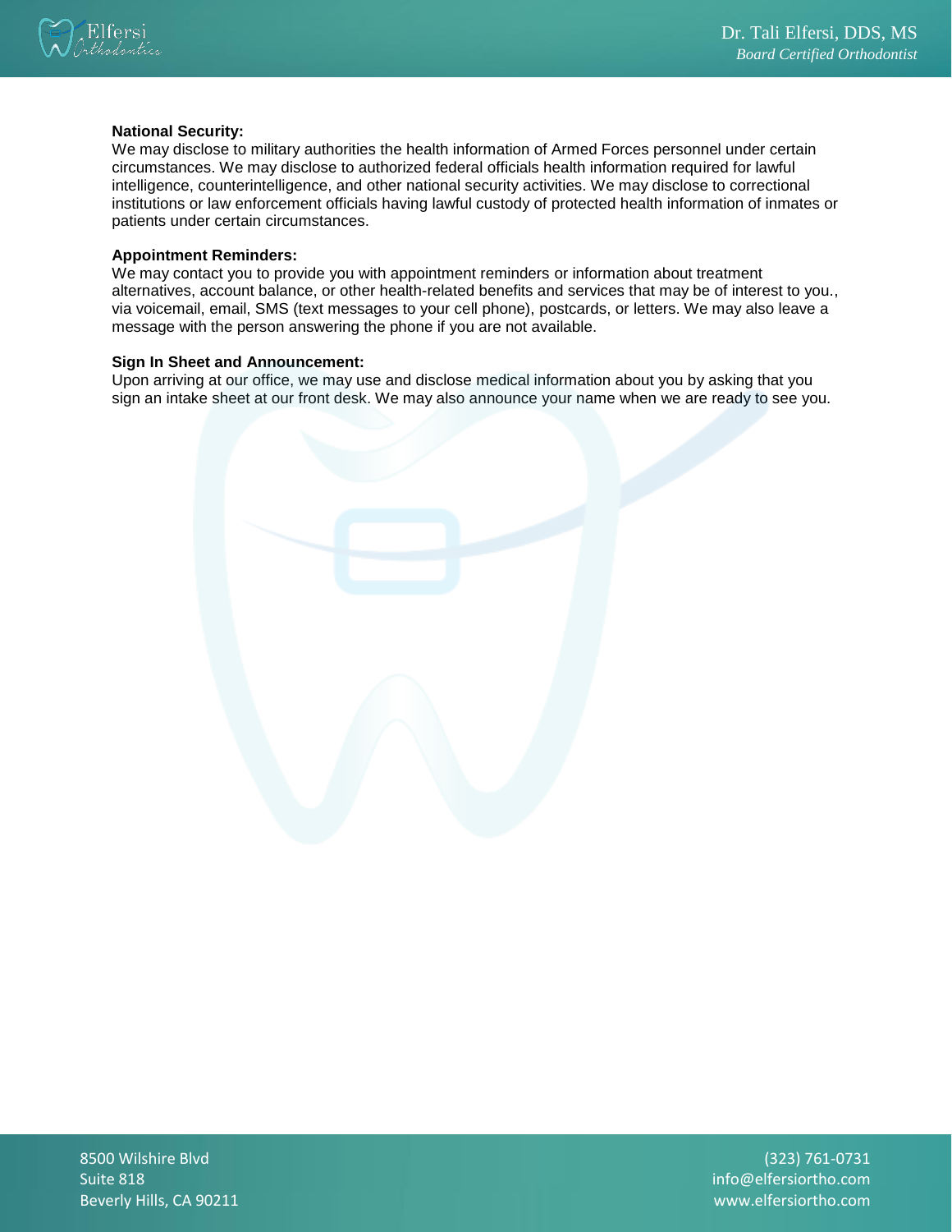**National Security:**
We may disclose to military authorities the health information of Armed Forces personnel under certain circumstances. We may disclose to authorized federal officials health information required for lawful intelligence, counterintelligence, and other national security activities. We may disclose to correctional institutions or law enforcement officials having lawful custody of protected health information of inmates or patients under certain circumstances.

**Appointment Reminders:**
We may contact you to provide you with appointment reminders or information about treatment alternatives, account balance, or other health-related benefits and services that may be of interest to you., via voicemail, email, SMS (text messages to your cell phone), postcards, or letters. We may also leave a message with the person answering the phone if you are not available.

**Sign In Sheet and Announcement:**
Upon arriving at our office, we may use and disclose medical information about you by asking that you sign an intake sheet at our front desk. We may also announce your name when we are ready to see you.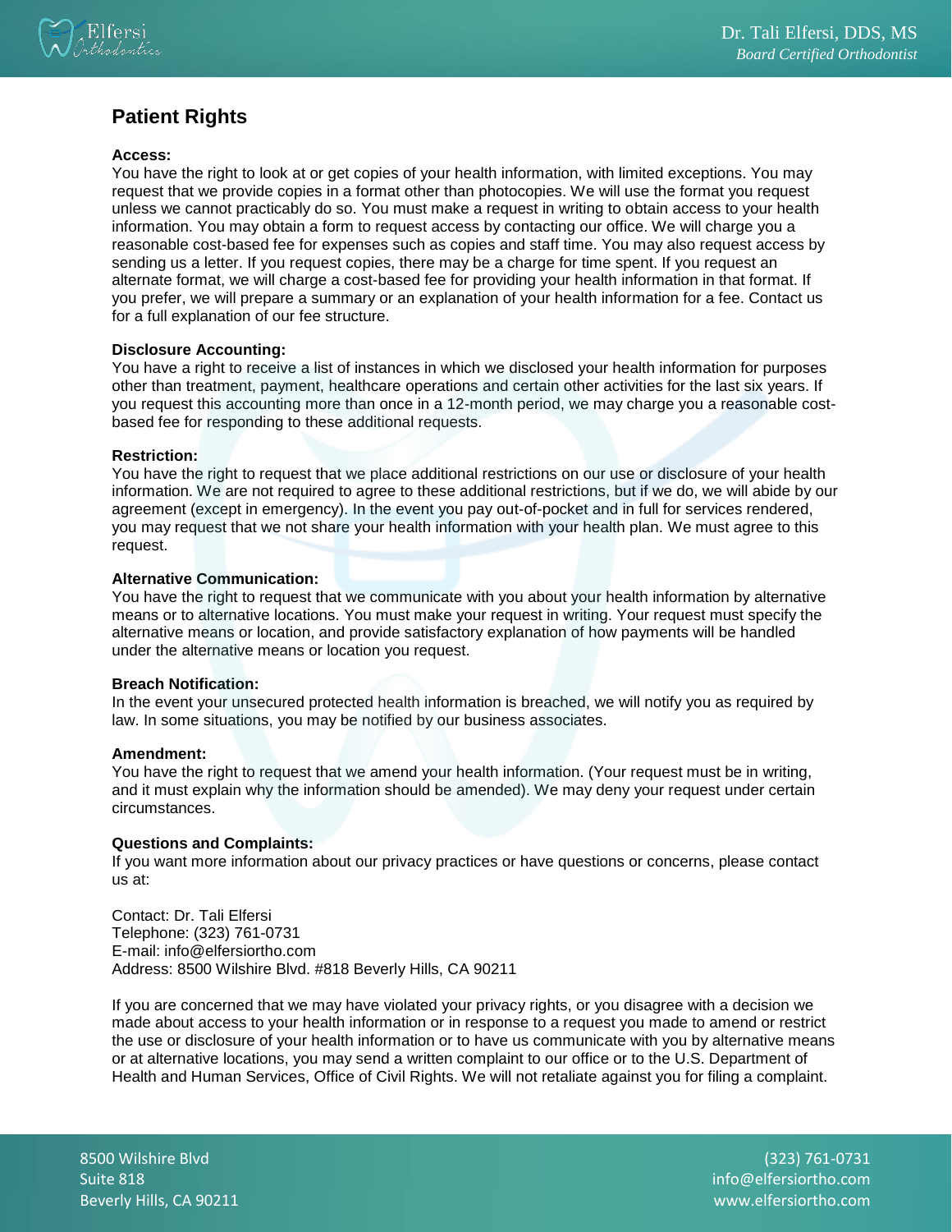## Patient Rights

**Access:**
You have the right to look at or get copies of your health information, with limited exceptions. You may request that we provide copies in a format other than photocopies. We will use the format you request unless we cannot practicably do so. You must make a request in writing to obtain access to your health information. You may obtain a form to request access by contacting our office. We will charge you a reasonable cost-based fee for expenses such as copies and staff time. You may also request access by sending us a letter. If you request copies, there may be a charge for time spent. If you request an alternate format, we will charge a cost-based fee for providing your health information in that format. If you prefer, we will prepare a summary or an explanation of your health information for a fee. Contact us for a full explanation of our fee structure.

**Disclosure Accounting:**
You have a right to receive a list of instances in which we disclosed your health information for purposes other than treatment, payment, healthcare operations and certain other activities for the last six years. If you request this accounting more than once in a 12-month period, we may charge you a reasonable cost-based fee for responding to these additional requests.

**Restriction:**
You have the right to request that we place additional restrictions on our use or disclosure of your health information. We are not required to agree to these additional restrictions, but if we do, we will abide by our agreement (except in emergency). In the event you pay out-of-pocket and in full for services rendered, you may request that we not share your health information with your health plan. We must agree to this request.

**Alternative Communication:**
You have the right to request that we communicate with you about your health information by alternative means or to alternative locations. You must make your request in writing. Your request must specify the alternative means or location, and provide satisfactory explanation of how payments will be handled under the alternative means or location you request.

**Breach Notification:**
In the event your unsecured protected health information is breached, we will notify you as required by law. In some situations, you may be notified by our business associates.

**Amendment:**
You have the right to request that we amend your health information. (Your request must be in writing, and it must explain why the information should be amended). We may deny your request under certain circumstances.

**Questions and Complaints:**
If you want more information about our privacy practices or have questions or concerns, please contact us at:

Contact: Dr. Tali Elfersi
Telephone: (323) 761-0731
E-mail: info@elfersiortho.com
Address: 8500 Wilshire Blvd. #818 Beverly Hills, CA 90211

If you are concerned that we may have violated your privacy rights, or you disagree with a decision we made about access to your health information or in response to a request you made to amend or restrict the use or disclosure of your health information or to have us communicate with you by alternative means or at alternative locations, you may send a written complaint to our office or to the U.S. Department of Health and Human Services, Office of Civil Rights. We will not retaliate against you for filing a complaint.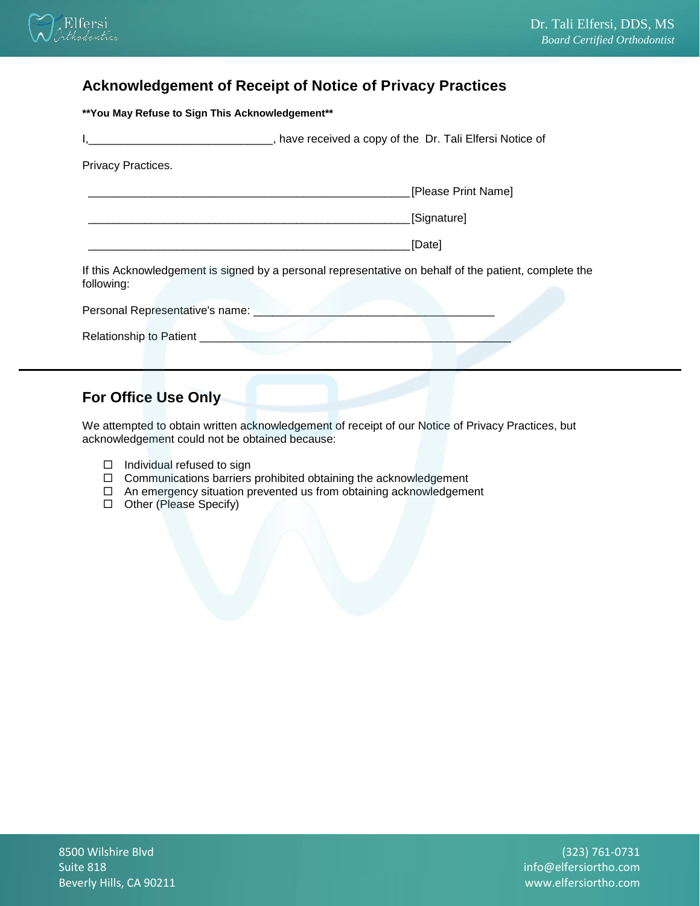## Acknowledgement of Receipt of Notice of Privacy Practices

**\*\*You May Refuse to Sign This Acknowledgement\*\***

I,_____________________________, have received a copy of the Dr. Tali Elfersi Notice of Privacy Practices.

__________________________________________________[Please Print Name]

__________________________________________________[Signature]

__________________________________________________[Date]

If this Acknowledgement is signed by a personal representative on behalf of the patient, complete the following:

Personal Representative's name: _____________________________________

Relationship to Patient ________________________________________________

---

## For Office Use Only

We attempted to obtain written acknowledgement of receipt of our Notice of Privacy Practices, but acknowledgement could not be obtained because:

- ☐ Individual refused to sign
- ☐ Communications barriers prohibited obtaining the acknowledgement
- ☐ An emergency situation prevented us from obtaining acknowledgement
- ☐ Other (Please Specify)